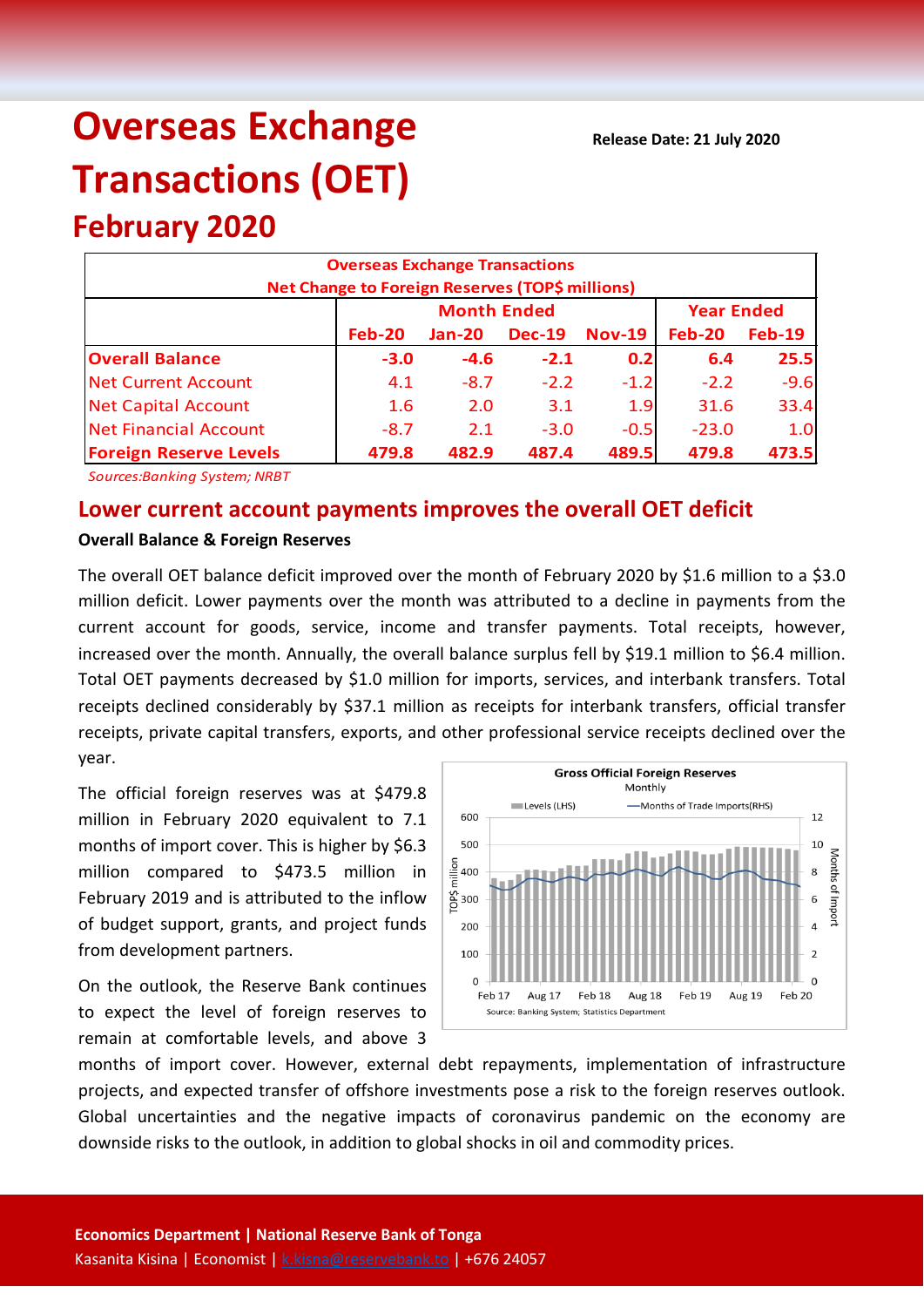# Overseas Exchange Transactions (OET)

## February 2020

**Release Date: 21 July 2020**

| Overseas Exchange Transactions<br>Net Change to Foreign Reserves (TOP$ millions) | | | | | | |
|---|---|---|---|---|---|---|
| | Month Ended | | | | Year Ended | |
| | Feb-20 | Jan-20 | Dec-19 | Nov-19 | Feb-20 | Feb-19 |
| **Overall Balance** | **-3.0** | **-4.6** | **-2.1** | **0.2** | **6.4** | **25.5** |
| Net Current Account | 4.1 | -8.7 | -2.2 | -1.2 | -2.2 | -9.6 |
| Net Capital Account | 1.6 | 2.0 | 3.1 | 1.9 | 31.6 | 33.4 |
| Net Financial Account | -8.7 | 2.1 | -3.0 | -0.5 | -23.0 | 1.0 |
| **Foreign Reserve Levels** | **479.8** | **482.9** | **487.4** | **489.5** | **479.8** | **473.5** |

*Sources:Banking System; NRBT*

## Lower current account payments improves the overall OET deficit

**Overall Balance & Foreign Reserves**

The overall OET balance deficit improved over the month of February 2020 by $1.6 million to a $3.0 million deficit. Lower payments over the month was attributed to a decline in payments from the current account for goods, service, income and transfer payments. Total receipts, however, increased over the month. Annually, the overall balance surplus fell by $19.1 million to $6.4 million. Total OET payments decreased by $1.0 million for imports, services, and interbank transfers. Total receipts declined considerably by $37.1 million as receipts for interbank transfers, official transfer receipts, private capital transfers, exports, and other professional service receipts declined over the year.

The official foreign reserves was at $479.8 million in February 2020 equivalent to 7.1 months of import cover. This is higher by $6.3 million compared to $473.5 million in February 2019 and is attributed to the inflow of budget support, grants, and project funds from development partners.

On the outlook, the Reserve Bank continues to expect the level of foreign reserves to remain at comfortable levels, and above 3 months of import cover. However, external debt repayments, implementation of infrastructure projects, and expected transfer of offshore investments pose a risk to the foreign reserves outlook. Global uncertainties and the negative impacts of coronavirus pandemic on the economy are downside risks to the outlook, in addition to global shocks in oil and commodity prices.

**Economics Department | National Reserve Bank of Tonga**
Kasanita Kisina | Economist | k.kisina@reservebank.to | +676 24057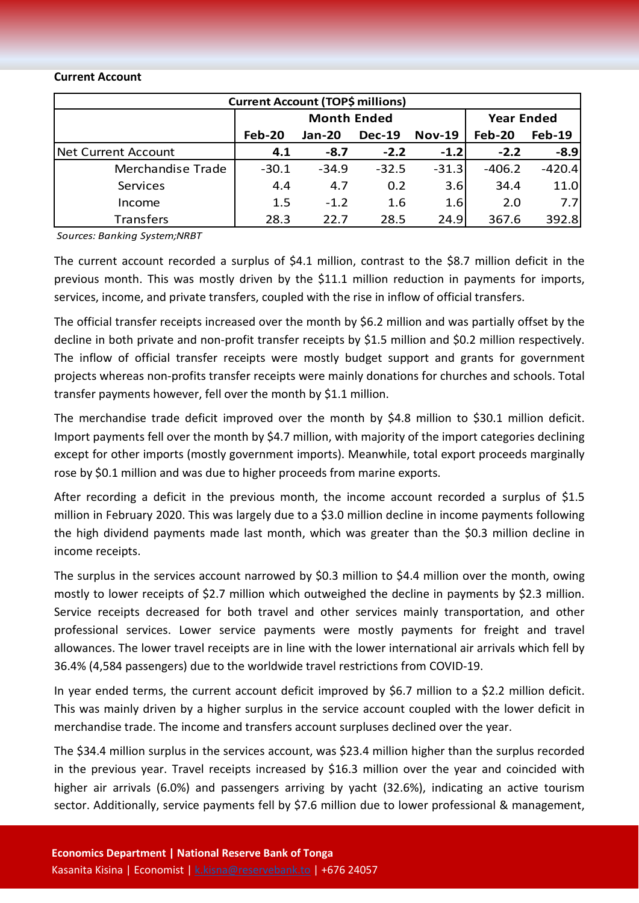**Current Account**

| Current Account (TOP$ millions) | | | | | | |
|---|---|---|---|---|---|---|
| | Month Ended | | | | Year Ended | |
| | Feb-20 | Jan-20 | Dec-19 | Nov-19 | Feb-20 | Feb-19 |
| Net Current Account | **4.1** | **-8.7** | **-2.2** | **-1.2** | **-2.2** | **-8.9** |
| Merchandise Trade | -30.1 | -34.9 | -32.5 | -31.3 | -406.2 | -420.4 |
| Services | 4.4 | 4.7 | 0.2 | 3.6 | 34.4 | 11.0 |
| Income | 1.5 | -1.2 | 1.6 | 1.6 | 2.0 | 7.7 |
| Transfers | 28.3 | 22.7 | 28.5 | 24.9 | 367.6 | 392.8 |

*Sources: Banking System;NRBT*

The current account recorded a surplus of $4.1 million, contrast to the $8.7 million deficit in the previous month. This was mostly driven by the $11.1 million reduction in payments for imports, services, income, and private transfers, coupled with the rise in inflow of official transfers.

The official transfer receipts increased over the month by $6.2 million and was partially offset by the decline in both private and non-profit transfer receipts by $1.5 million and $0.2 million respectively. The inflow of official transfer receipts were mostly budget support and grants for government projects whereas non-profits transfer receipts were mainly donations for churches and schools. Total transfer payments however, fell over the month by $1.1 million.

The merchandise trade deficit improved over the month by $4.8 million to $30.1 million deficit. Import payments fell over the month by $4.7 million, with majority of the import categories declining except for other imports (mostly government imports). Meanwhile, total export proceeds marginally rose by $0.1 million and was due to higher proceeds from marine exports.

After recording a deficit in the previous month, the income account recorded a surplus of $1.5 million in February 2020. This was largely due to a $3.0 million decline in income payments following the high dividend payments made last month, which was greater than the $0.3 million decline in income receipts.

The surplus in the services account narrowed by $0.3 million to $4.4 million over the month, owing mostly to lower receipts of $2.7 million which outweighed the decline in payments by $2.3 million. Service receipts decreased for both travel and other services mainly transportation, and other professional services. Lower service payments were mostly payments for freight and travel allowances. The lower travel receipts are in line with the lower international air arrivals which fell by 36.4% (4,584 passengers) due to the worldwide travel restrictions from COVID-19.

In year ended terms, the current account deficit improved by $6.7 million to a $2.2 million deficit. This was mainly driven by a higher surplus in the service account coupled with the lower deficit in merchandise trade. The income and transfers account surpluses declined over the year.

The $34.4 million surplus in the services account, was $23.4 million higher than the surplus recorded in the previous year. Travel receipts increased by $16.3 million over the year and coincided with higher air arrivals (6.0%) and passengers arriving by yacht (32.6%), indicating an active tourism sector. Additionally, service payments fell by $7.6 million due to lower professional & management,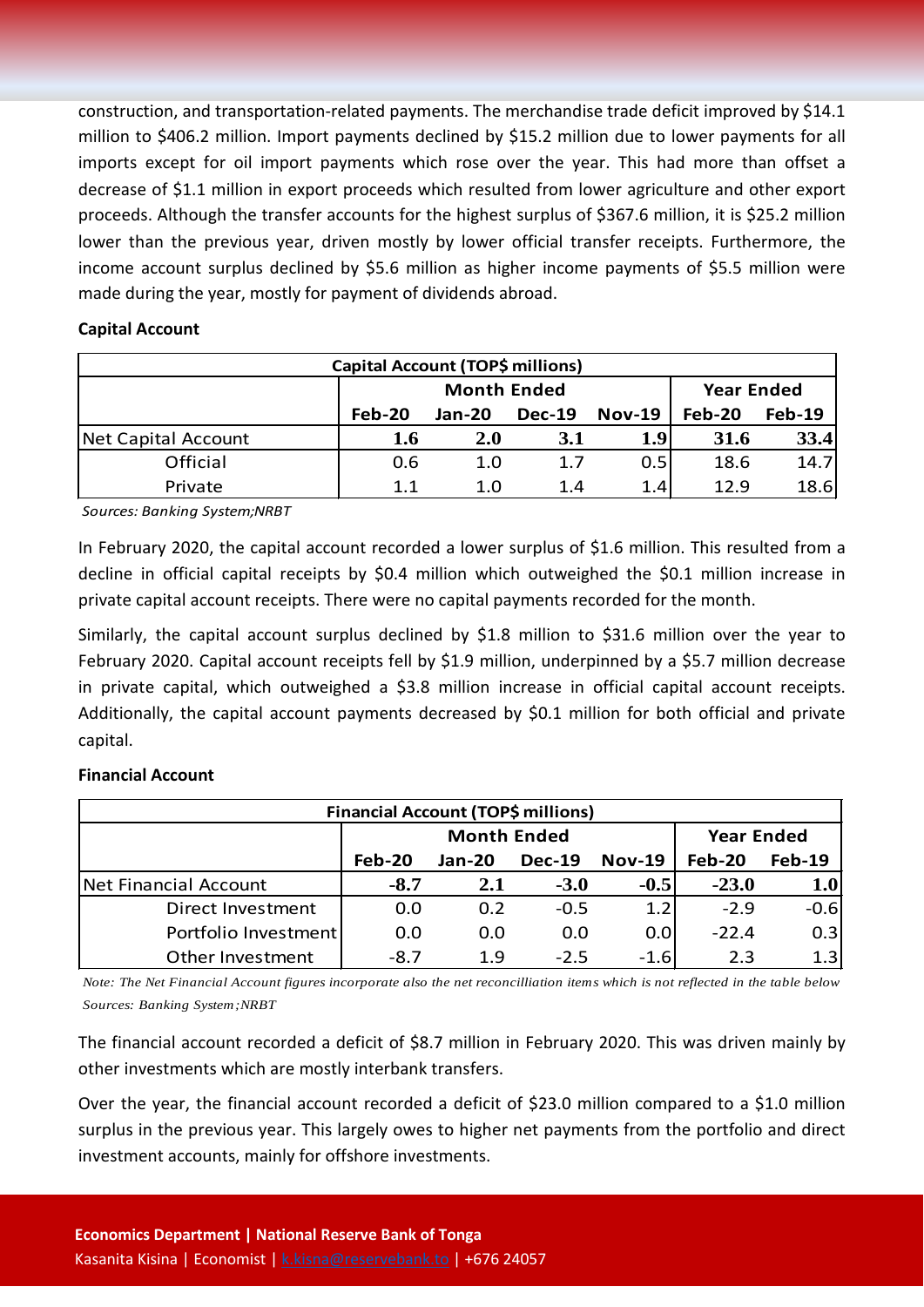construction, and transportation-related payments. The merchandise trade deficit improved by $14.1 million to $406.2 million. Import payments declined by $15.2 million due to lower payments for all imports except for oil import payments which rose over the year. This had more than offset a decrease of $1.1 million in export proceeds which resulted from lower agriculture and other export proceeds. Although the transfer accounts for the highest surplus of $367.6 million, it is $25.2 million lower than the previous year, driven mostly by lower official transfer receipts. Furthermore, the income account surplus declined by $5.6 million as higher income payments of $5.5 million were made during the year, mostly for payment of dividends abroad.

**Capital Account**

| Capital Account (TOP$ millions) | | | | | | |
|---|---|---|---|---|---|---|
| | Month Ended | | | | Year Ended | |
| | Feb-20 | Jan-20 | Dec-19 | Nov-19 | Feb-20 | Feb-19 |
| **Net Capital Account** | **1.6** | **2.0** | **3.1** | **1.9** | **31.6** | **33.4** |
| Official | 0.6 | 1.0 | 1.7 | 0.5 | 18.6 | 14.7 |
| Private | 1.1 | 1.0 | 1.4 | 1.4 | 12.9 | 18.6 |

*Sources: Banking System;NRBT*

In February 2020, the capital account recorded a lower surplus of $1.6 million. This resulted from a decline in official capital receipts by $0.4 million which outweighed the $0.1 million increase in private capital account receipts. There were no capital payments recorded for the month.

Similarly, the capital account surplus declined by $1.8 million to $31.6 million over the year to February 2020. Capital account receipts fell by $1.9 million, underpinned by a $5.7 million decrease in private capital, which outweighed a $3.8 million increase in official capital account receipts. Additionally, the capital account payments decreased by $0.1 million for both official and private capital.

**Financial Account**

| Financial Account (TOP$ millions) | | | | | | |
|---|---|---|---|---|---|---|
| | Month Ended | | | | Year Ended | |
| | Feb-20 | Jan-20 | Dec-19 | Nov-19 | Feb-20 | Feb-19 |
| **Net Financial Account** | **-8.7** | **2.1** | **-3.0** | **-0.5** | **-23.0** | **1.0** |
| Direct Investment | 0.0 | 0.2 | -0.5 | 1.2 | -2.9 | -0.6 |
| Portfolio Investment | 0.0 | 0.0 | 0.0 | 0.0 | -22.4 | 0.3 |
| Other Investment | -8.7 | 1.9 | -2.5 | -1.6 | 2.3 | 1.3 |

*Note: The Net Financial Account figures incorporate also the net reconcilliation items which is not reflected in the table below*

*Sources: Banking System;NRBT*

The financial account recorded a deficit of $8.7 million in February 2020. This was driven mainly by other investments which are mostly interbank transfers.

Over the year, the financial account recorded a deficit of $23.0 million compared to a $1.0 million surplus in the previous year. This largely owes to higher net payments from the portfolio and direct investment accounts, mainly for offshore investments.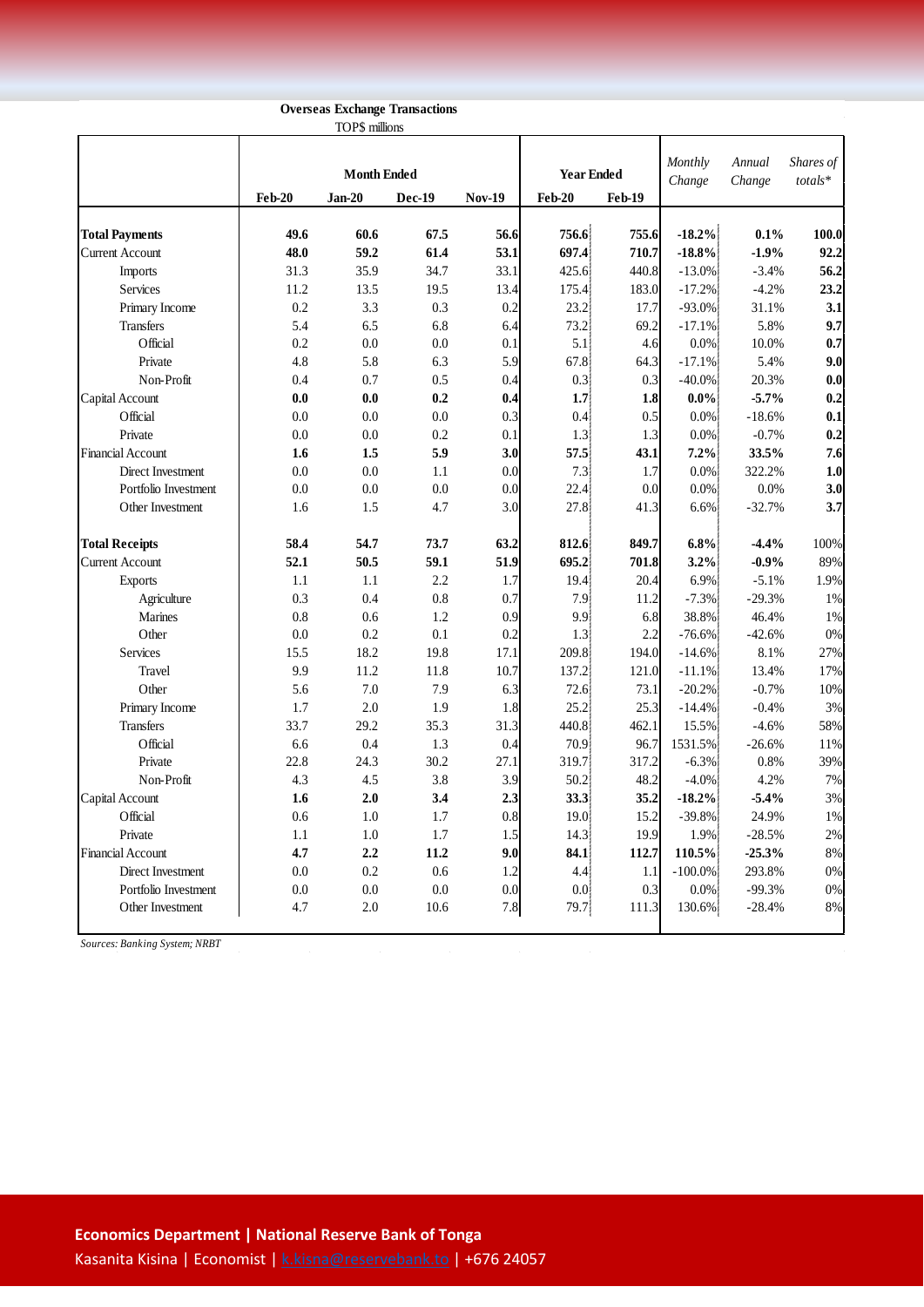**Overseas Exchange Transactions**

TOP$ millions

| | Month Ended | | | | Year Ended | | *Monthly Change* | *Annual Change* | *Shares of totals** |
|---|---|---|---|---|---|---|---|---|---|
| | **Feb-20** | **Jan-20** | **Dec-19** | **Nov-19** | **Feb-20** | **Feb-19** | | | |
| **Total Payments** | **49.6** | **60.6** | **67.5** | **56.6** | **756.6** | **755.6** | **-18.2%** | **0.1%** | **100.0** |
| Current Account | **48.0** | **59.2** | **61.4** | **53.1** | **697.4** | **710.7** | **-18.8%** | **-1.9%** | **92.2** |
| Imports | 31.3 | 35.9 | 34.7 | 33.1 | 425.6 | 440.8 | -13.0% | -3.4% | **56.2** |
| Services | 11.2 | 13.5 | 19.5 | 13.4 | 175.4 | 183.0 | -17.2% | -4.2% | **23.2** |
| Primary Income | 0.2 | 3.3 | 0.3 | 0.2 | 23.2 | 17.7 | -93.0% | 31.1% | **3.1** |
| Transfers | 5.4 | 6.5 | 6.8 | 6.4 | 73.2 | 69.2 | -17.1% | 5.8% | **9.7** |
| Official | 0.2 | 0.0 | 0.0 | 0.1 | 5.1 | 4.6 | 0.0% | 10.0% | **0.7** |
| Private | 4.8 | 5.8 | 6.3 | 5.9 | 67.8 | 64.3 | -17.1% | 5.4% | **9.0** |
| Non-Profit | 0.4 | 0.7 | 0.5 | 0.4 | 0.3 | 0.3 | -40.0% | 20.3% | **0.0** |
| Capital Account | **0.0** | **0.0** | **0.2** | **0.4** | **1.7** | **1.8** | **0.0%** | **-5.7%** | **0.2** |
| Official | 0.0 | 0.0 | 0.0 | 0.3 | 0.4 | 0.5 | 0.0% | -18.6% | **0.1** |
| Private | 0.0 | 0.0 | 0.2 | 0.1 | 1.3 | 1.3 | 0.0% | -0.7% | **0.2** |
| Financial Account | **1.6** | **1.5** | **5.9** | **3.0** | **57.5** | **43.1** | **7.2%** | **33.5%** | **7.6** |
| Direct Investment | 0.0 | 0.0 | 1.1 | 0.0 | 7.3 | 1.7 | 0.0% | 322.2% | **1.0** |
| Portfolio Investment | 0.0 | 0.0 | 0.0 | 0.0 | 22.4 | 0.0 | 0.0% | 0.0% | **3.0** |
| Other Investment | 1.6 | 1.5 | 4.7 | 3.0 | 27.8 | 41.3 | 6.6% | -32.7% | **3.7** |
| **Total Receipts** | **58.4** | **54.7** | **73.7** | **63.2** | **812.6** | **849.7** | **6.8%** | **-4.4%** | 100% |
| Current Account | **52.1** | **50.5** | **59.1** | **51.9** | **695.2** | **701.8** | **3.2%** | **-0.9%** | 89% |
| Exports | 1.1 | 1.1 | 2.2 | 1.7 | 19.4 | 20.4 | 6.9% | -5.1% | 1.9% |
| Agriculture | 0.3 | 0.4 | 0.8 | 0.7 | 7.9 | 11.2 | -7.3% | -29.3% | 1% |
| Marines | 0.8 | 0.6 | 1.2 | 0.9 | 9.9 | 6.8 | 38.8% | 46.4% | 1% |
| Other | 0.0 | 0.2 | 0.1 | 0.2 | 1.3 | 2.2 | -76.6% | -42.6% | 0% |
| Services | 15.5 | 18.2 | 19.8 | 17.1 | 209.8 | 194.0 | -14.6% | 8.1% | 27% |
| Travel | 9.9 | 11.2 | 11.8 | 10.7 | 137.2 | 121.0 | -11.1% | 13.4% | 17% |
| Other | 5.6 | 7.0 | 7.9 | 6.3 | 72.6 | 73.1 | -20.2% | -0.7% | 10% |
| Primary Income | 1.7 | 2.0 | 1.9 | 1.8 | 25.2 | 25.3 | -14.4% | -0.4% | 3% |
| Transfers | 33.7 | 29.2 | 35.3 | 31.3 | 440.8 | 462.1 | 15.5% | -4.6% | 58% |
| Official | 6.6 | 0.4 | 1.3 | 0.4 | 70.9 | 96.7 | 1531.5% | -26.6% | 11% |
| Private | 22.8 | 24.3 | 30.2 | 27.1 | 319.7 | 317.2 | -6.3% | 0.8% | 39% |
| Non-Profit | 4.3 | 4.5 | 3.8 | 3.9 | 50.2 | 48.2 | -4.0% | 4.2% | 7% |
| Capital Account | **1.6** | **2.0** | **3.4** | **2.3** | **33.3** | **35.2** | **-18.2%** | **-5.4%** | 3% |
| Official | 0.6 | 1.0 | 1.7 | 0.8 | 19.0 | 15.2 | -39.8% | 24.9% | 1% |
| Private | 1.1 | 1.0 | 1.7 | 1.5 | 14.3 | 19.9 | 1.9% | -28.5% | 2% |
| Financial Account | **4.7** | **2.2** | **11.2** | **9.0** | **84.1** | **112.7** | **110.5%** | **-25.3%** | 8% |
| Direct Investment | 0.0 | 0.2 | 0.6 | 1.2 | 4.4 | 1.1 | -100.0% | 293.8% | 0% |
| Portfolio Investment | 0.0 | 0.0 | 0.0 | 0.0 | 0.0 | 0.3 | 0.0% | -99.3% | 0% |
| Other Investment | 4.7 | 2.0 | 10.6 | 7.8 | 79.7 | 111.3 | 130.6% | -28.4% | 8% |

*Sources: Banking System; NRBT*

**Economics Department | National Reserve Bank of Tonga**

Kasanita Kisina | Economist | k.kisna@reservebank.to | +676 24057